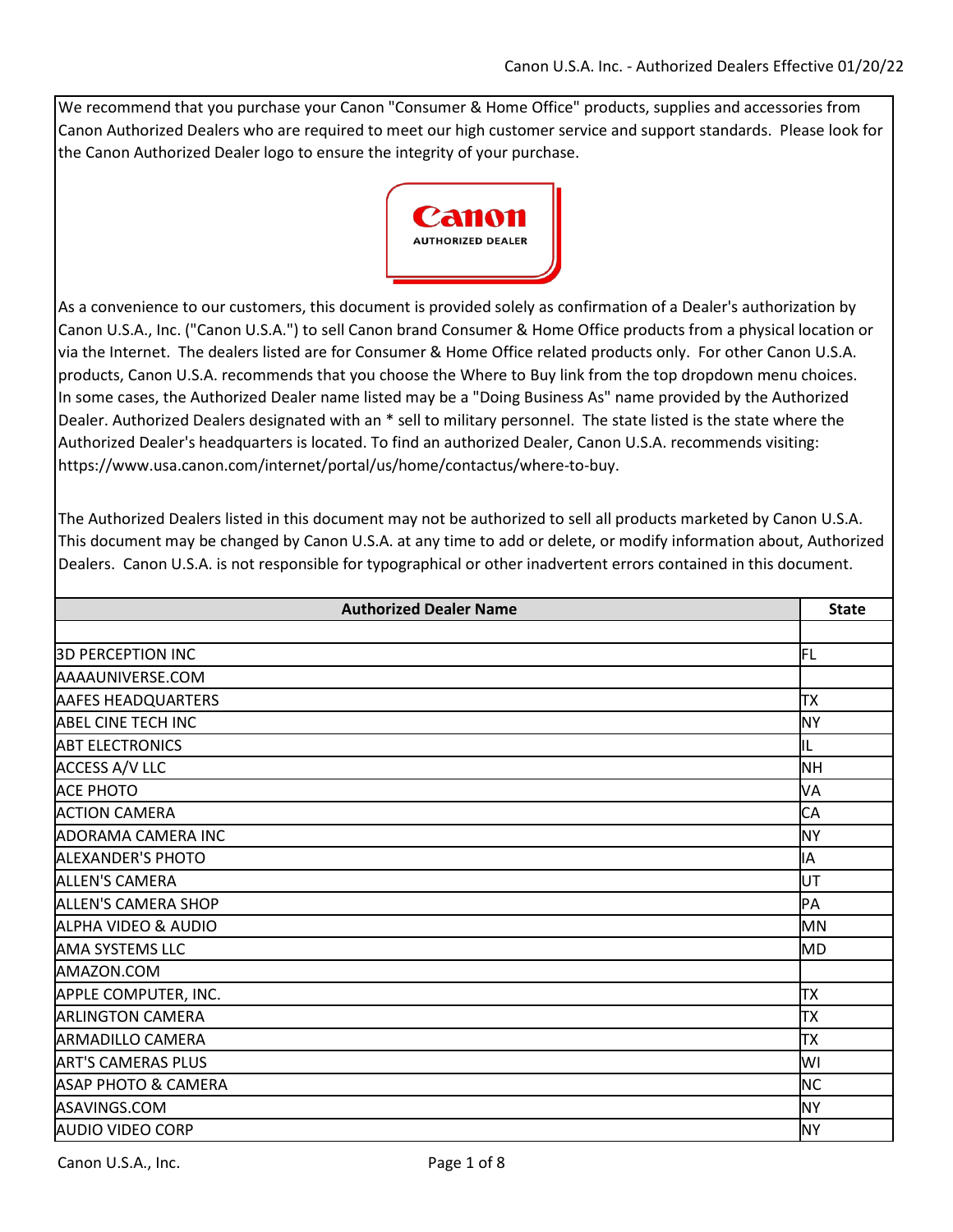We recommend that you purchase your Canon "Consumer & Home Office" products, supplies and accessories from Canon Authorized Dealers who are required to meet our high customer service and support standards. Please look for the Canon Authorized Dealer logo to ensure the integrity of your purchase.

As a convenience to our customers, this document is provided solely as confirmation of a Dealer's authorization by Canon U.S.A., Inc. ("Canon U.S.A.") to sell Canon brand Consumer & Home Office products from a physical location or via the Internet. The dealers listed are for Consumer & Home Office related products only. For other Canon U.S.A. products, Canon U.S.A. recommends that you choose the Where to Buy link from the top dropdown menu choices. In some cases, the Authorized Dealer name listed may be a "Doing Business As" name provided by the Authorized Dealer. Authorized Dealers designated with an * sell to military personnel. The state listed is the state where the Authorized Dealer's headquarters is located. To find an authorized Dealer, Canon U.S.A. recommends visiting: https://www.usa.canon.com/internet/portal/us/home/contactus/where-to-buy.

The Authorized Dealers listed in this document may not be authorized to sell all products marketed by Canon U.S.A. This document may be changed by Canon U.S.A. at any time to add or delete, or modify information about, Authorized Dealers. Canon U.S.A. is not responsible for typographical or other inadvertent errors contained in this document.

| Authorized Dealer Name | State |
|---|---|
| | |
| 3D PERCEPTION INC | FL |
| AAAAUNIVERSE.COM | |
| AAFES HEADQUARTERS | TX |
| ABEL CINE TECH INC | NY |
| ABT ELECTRONICS | IL |
| ACCESS A/V LLC | NH |
| ACE PHOTO | VA |
| ACTION CAMERA | CA |
| ADORAMA CAMERA INC | NY |
| ALEXANDER'S PHOTO | IA |
| ALLEN'S CAMERA | UT |
| ALLEN'S CAMERA SHOP | PA |
| ALPHA VIDEO & AUDIO | MN |
| AMA SYSTEMS LLC | MD |
| AMAZON.COM | |
| APPLE COMPUTER, INC. | TX |
| ARLINGTON CAMERA | TX |
| ARMADILLO CAMERA | TX |
| ART'S CAMERAS PLUS | WI |
| ASAP PHOTO & CAMERA | NC |
| ASAVINGS.COM | NY |
| AUDIO VIDEO CORP | NY |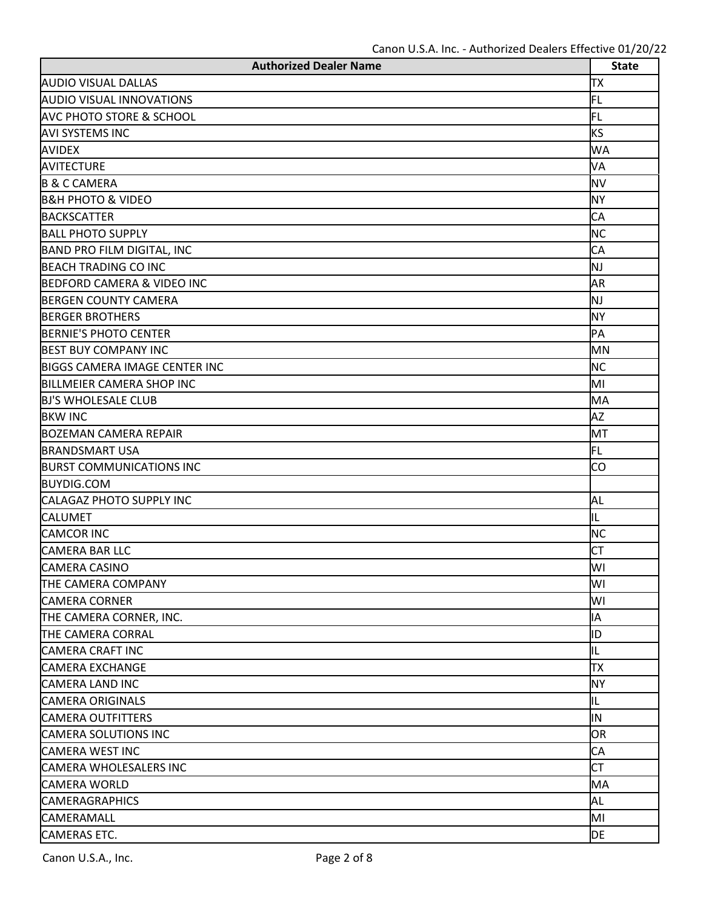| Authorized Dealer Name | State |
|---|---|
| AUDIO VISUAL DALLAS | TX |
| AUDIO VISUAL INNOVATIONS | FL |
| AVC PHOTO STORE & SCHOOL | FL |
| AVI SYSTEMS INC | KS |
| AVIDEX | WA |
| AVITECTURE | VA |
| B & C CAMERA | NV |
| B&H PHOTO & VIDEO | NY |
| BACKSCATTER | CA |
| BALL PHOTO SUPPLY | NC |
| BAND PRO FILM DIGITAL, INC | CA |
| BEACH TRADING CO INC | NJ |
| BEDFORD CAMERA & VIDEO INC | AR |
| BERGEN COUNTY CAMERA | NJ |
| BERGER BROTHERS | NY |
| BERNIE'S PHOTO CENTER | PA |
| BEST BUY COMPANY INC | MN |
| BIGGS CAMERA IMAGE CENTER INC | NC |
| BILLMEIER CAMERA SHOP INC | MI |
| BJ'S WHOLESALE CLUB | MA |
| BKW INC | AZ |
| BOZEMAN CAMERA REPAIR | MT |
| BRANDSMART USA | FL |
| BURST COMMUNICATIONS INC | CO |
| BUYDIG.COM | |
| CALAGAZ PHOTO SUPPLY INC | AL |
| CALUMET | IL |
| CAMCOR INC | NC |
| CAMERA BAR LLC | CT |
| CAMERA CASINO | WI |
| THE CAMERA COMPANY | WI |
| CAMERA CORNER | WI |
| THE CAMERA CORNER, INC. | IA |
| THE CAMERA CORRAL | ID |
| CAMERA CRAFT INC | IL |
| CAMERA EXCHANGE | TX |
| CAMERA LAND INC | NY |
| CAMERA ORIGINALS | IL |
| CAMERA OUTFITTERS | IN |
| CAMERA SOLUTIONS INC | OR |
| CAMERA WEST INC | CA |
| CAMERA WHOLESALERS INC | CT |
| CAMERA WORLD | MA |
| CAMERAGRAPHICS | AL |
| CAMERAMALL | MI |
| CAMERAS ETC. | DE |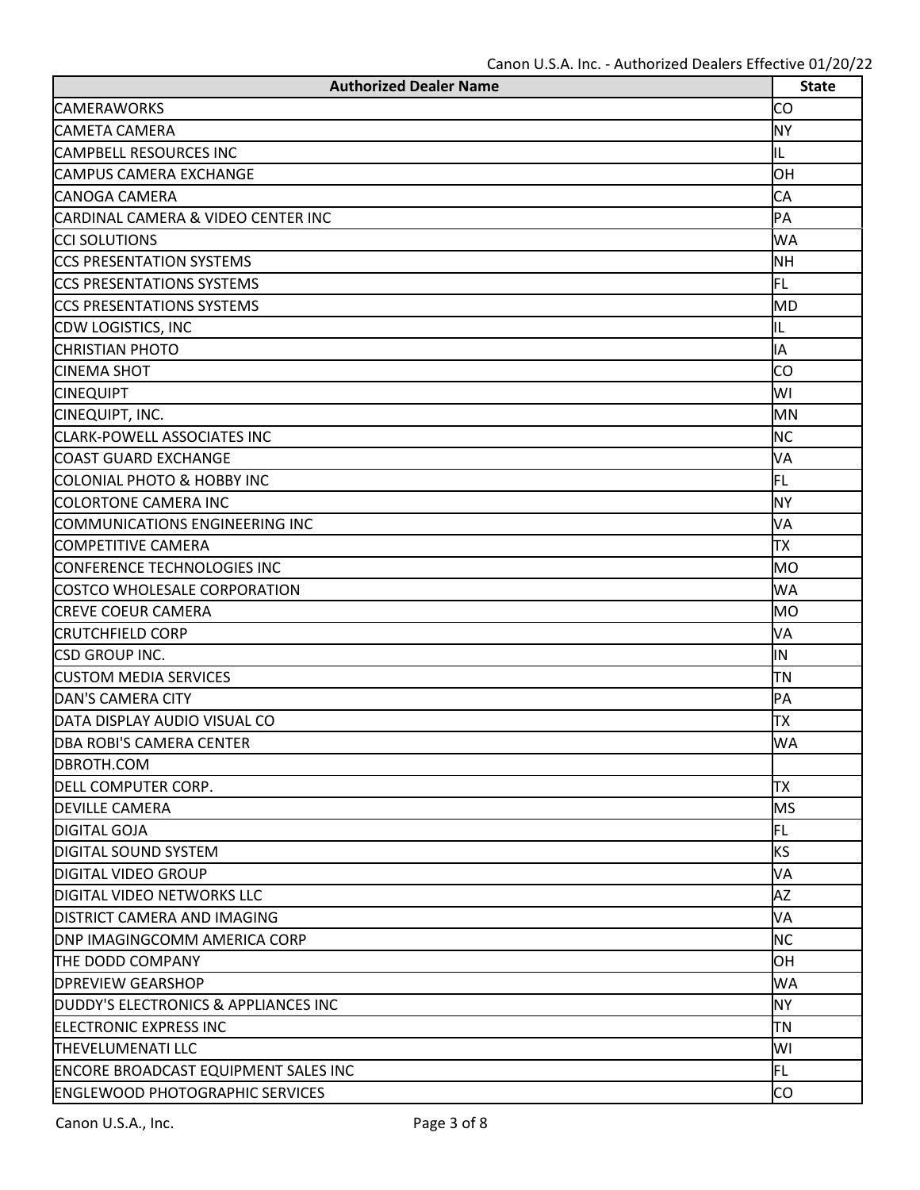| Authorized Dealer Name | State |
|---|---|
| CAMERAWORKS | CO |
| CAMETA CAMERA | NY |
| CAMPBELL RESOURCES INC | IL |
| CAMPUS CAMERA EXCHANGE | OH |
| CANOGA CAMERA | CA |
| CARDINAL CAMERA & VIDEO CENTER INC | PA |
| CCI SOLUTIONS | WA |
| CCS PRESENTATION SYSTEMS | NH |
| CCS PRESENTATIONS SYSTEMS | FL |
| CCS PRESENTATIONS SYSTEMS | MD |
| CDW LOGISTICS, INC | IL |
| CHRISTIAN PHOTO | IA |
| CINEMA SHOT | CO |
| CINEQUIPT | WI |
| CINEQUIPT, INC. | MN |
| CLARK-POWELL ASSOCIATES INC | NC |
| COAST GUARD EXCHANGE | VA |
| COLONIAL PHOTO & HOBBY INC | FL |
| COLORTONE CAMERA INC | NY |
| COMMUNICATIONS ENGINEERING INC | VA |
| COMPETITIVE CAMERA | TX |
| CONFERENCE TECHNOLOGIES INC | MO |
| COSTCO WHOLESALE CORPORATION | WA |
| CREVE COEUR CAMERA | MO |
| CRUTCHFIELD CORP | VA |
| CSD GROUP INC. | IN |
| CUSTOM MEDIA SERVICES | TN |
| DAN'S CAMERA CITY | PA |
| DATA DISPLAY AUDIO VISUAL CO | TX |
| DBA ROBI'S CAMERA CENTER | WA |
| DBROTH.COM | |
| DELL COMPUTER CORP. | TX |
| DEVILLE CAMERA | MS |
| DIGITAL GOJA | FL |
| DIGITAL SOUND SYSTEM | KS |
| DIGITAL VIDEO GROUP | VA |
| DIGITAL VIDEO NETWORKS LLC | AZ |
| DISTRICT CAMERA AND IMAGING | VA |
| DNP IMAGINGCOMM AMERICA CORP | NC |
| THE DODD COMPANY | OH |
| DPREVIEW GEARSHOP | WA |
| DUDDY'S ELECTRONICS & APPLIANCES INC | NY |
| ELECTRONIC EXPRESS INC | TN |
| THEVELUMENATI LLC | WI |
| ENCORE BROADCAST EQUIPMENT SALES INC | FL |
| ENGLEWOOD PHOTOGRAPHIC SERVICES | CO |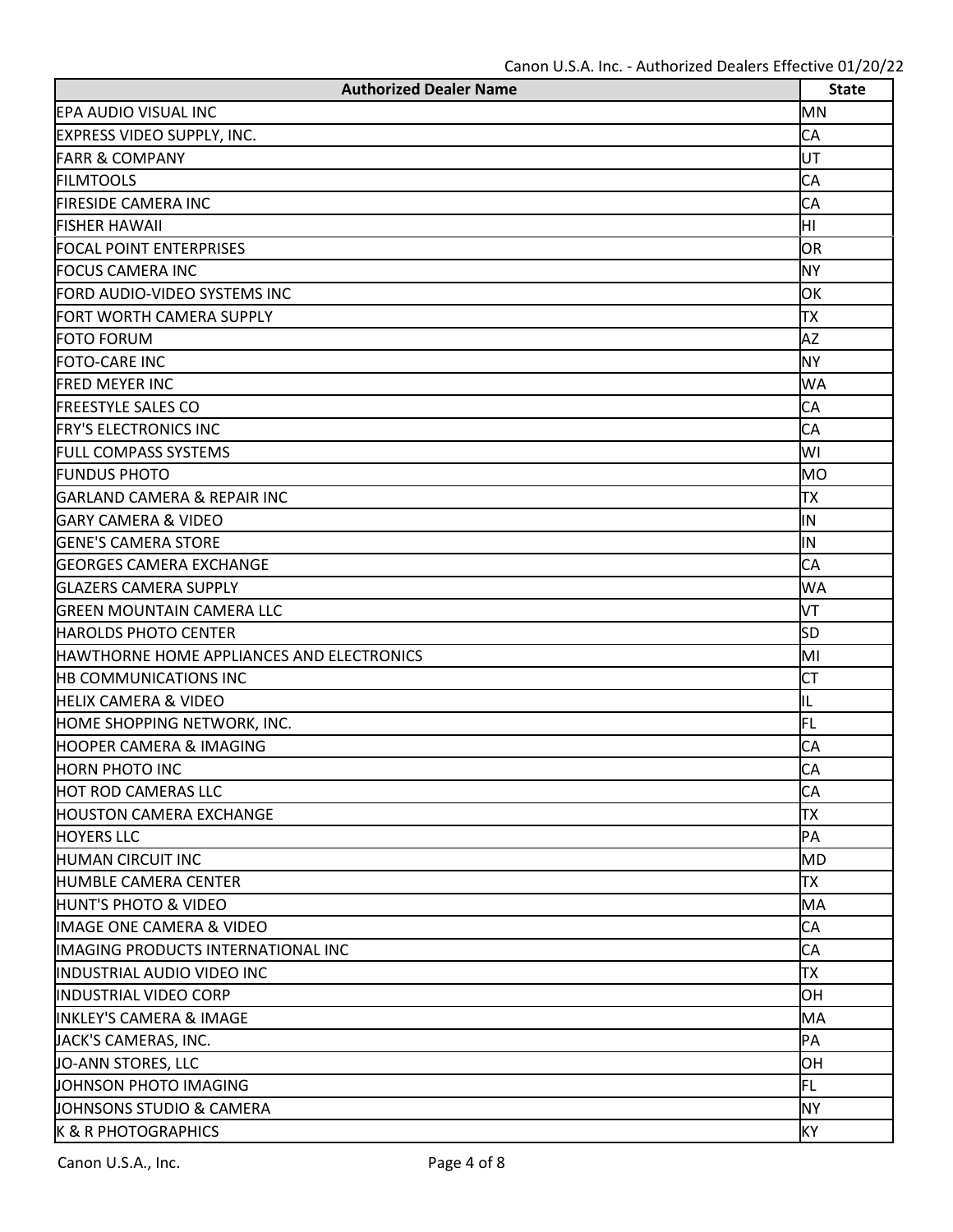| Authorized Dealer Name | State |
| --- | --- |
| EPA AUDIO VISUAL INC | MN |
| EXPRESS VIDEO SUPPLY, INC. | CA |
| FARR & COMPANY | UT |
| FILMTOOLS | CA |
| FIRESIDE CAMERA INC | CA |
| FISHER HAWAII | HI |
| FOCAL POINT ENTERPRISES | OR |
| FOCUS CAMERA INC | NY |
| FORD AUDIO-VIDEO SYSTEMS INC | OK |
| FORT WORTH CAMERA SUPPLY | TX |
| FOTO FORUM | AZ |
| FOTO-CARE INC | NY |
| FRED MEYER INC | WA |
| FREESTYLE SALES CO | CA |
| FRY'S ELECTRONICS INC | CA |
| FULL COMPASS SYSTEMS | WI |
| FUNDUS PHOTO | MO |
| GARLAND CAMERA & REPAIR INC | TX |
| GARY CAMERA & VIDEO | IN |
| GENE'S CAMERA STORE | IN |
| GEORGES CAMERA EXCHANGE | CA |
| GLAZERS CAMERA SUPPLY | WA |
| GREEN MOUNTAIN CAMERA LLC | VT |
| HAROLDS PHOTO CENTER | SD |
| HAWTHORNE HOME APPLIANCES AND ELECTRONICS | MI |
| HB COMMUNICATIONS INC | CT |
| HELIX CAMERA & VIDEO | IL |
| HOME SHOPPING NETWORK, INC. | FL |
| HOOPER CAMERA & IMAGING | CA |
| HORN PHOTO INC | CA |
| HOT ROD CAMERAS LLC | CA |
| HOUSTON CAMERA EXCHANGE | TX |
| HOYERS LLC | PA |
| HUMAN CIRCUIT INC | MD |
| HUMBLE CAMERA CENTER | TX |
| HUNT'S PHOTO & VIDEO | MA |
| IMAGE ONE CAMERA & VIDEO | CA |
| IMAGING PRODUCTS INTERNATIONAL INC | CA |
| INDUSTRIAL AUDIO VIDEO INC | TX |
| INDUSTRIAL VIDEO CORP | OH |
| INKLEY'S CAMERA & IMAGE | MA |
| JACK'S CAMERAS, INC. | PA |
| JO-ANN STORES, LLC | OH |
| JOHNSON PHOTO IMAGING | FL |
| JOHNSONS STUDIO & CAMERA | NY |
| K & R PHOTOGRAPHICS | KY |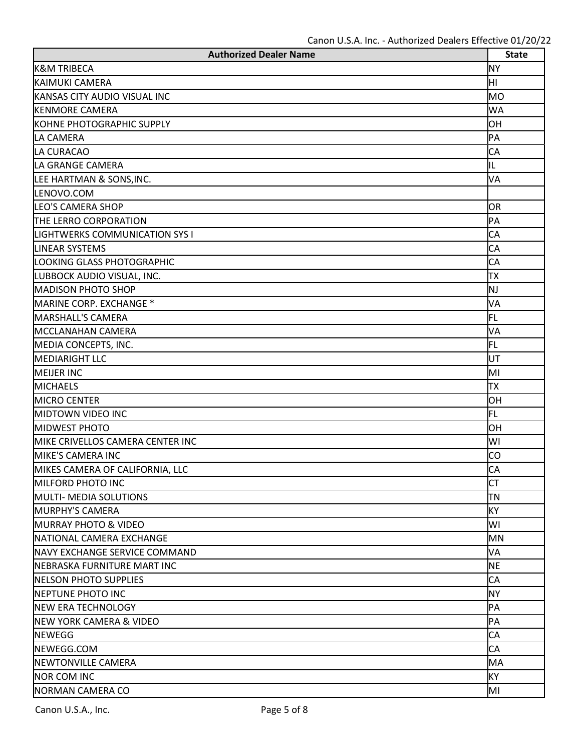| Authorized Dealer Name | State |
| --- | --- |
| K&M TRIBECA | NY |
| KAIMUKI CAMERA | HI |
| KANSAS CITY AUDIO VISUAL INC | MO |
| KENMORE CAMERA | WA |
| KOHNE PHOTOGRAPHIC SUPPLY | OH |
| LA CAMERA | PA |
| LA CURACAO | CA |
| LA GRANGE CAMERA | IL |
| LEE HARTMAN & SONS,INC. | VA |
| LENOVO.COM | |
| LEO'S CAMERA SHOP | OR |
| THE LERRO CORPORATION | PA |
| LIGHTWERKS COMMUNICATION SYS I | CA |
| LINEAR SYSTEMS | CA |
| LOOKING GLASS PHOTOGRAPHIC | CA |
| LUBBOCK AUDIO VISUAL, INC. | TX |
| MADISON PHOTO SHOP | NJ |
| MARINE CORP. EXCHANGE * | VA |
| MARSHALL'S CAMERA | FL |
| MCCLANAHAN CAMERA | VA |
| MEDIA CONCEPTS, INC. | FL |
| MEDIARIGHT LLC | UT |
| MEIJER INC | MI |
| MICHAELS | TX |
| MICRO CENTER | OH |
| MIDTOWN VIDEO INC | FL |
| MIDWEST PHOTO | OH |
| MIKE CRIVELLOS CAMERA CENTER INC | WI |
| MIKE'S CAMERA INC | CO |
| MIKES CAMERA OF CALIFORNIA, LLC | CA |
| MILFORD PHOTO INC | CT |
| MULTI- MEDIA SOLUTIONS | TN |
| MURPHY'S CAMERA | KY |
| MURRAY PHOTO & VIDEO | WI |
| NATIONAL CAMERA EXCHANGE | MN |
| NAVY EXCHANGE SERVICE COMMAND | VA |
| NEBRASKA FURNITURE MART INC | NE |
| NELSON PHOTO SUPPLIES | CA |
| NEPTUNE PHOTO INC | NY |
| NEW ERA TECHNOLOGY | PA |
| NEW YORK CAMERA & VIDEO | PA |
| NEWEGG | CA |
| NEWEGG.COM | CA |
| NEWTONVILLE CAMERA | MA |
| NOR COM INC | KY |
| NORMAN CAMERA CO | MI |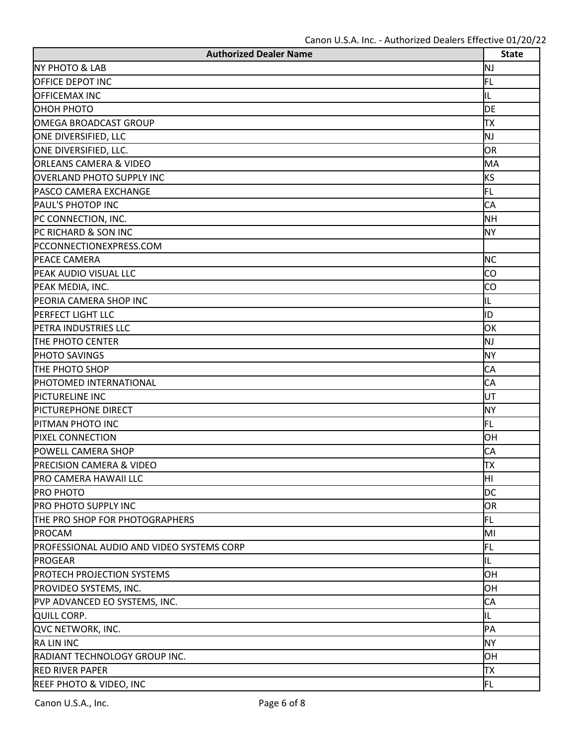| Authorized Dealer Name | State |
|---|---|
| NY PHOTO & LAB | NJ |
| OFFICE DEPOT INC | FL |
| OFFICEMAX INC | IL |
| OHOH PHOTO | DE |
| OMEGA BROADCAST GROUP | TX |
| ONE DIVERSIFIED, LLC | NJ |
| ONE DIVERSIFIED, LLC. | OR |
| ORLEANS CAMERA & VIDEO | MA |
| OVERLAND PHOTO SUPPLY INC | KS |
| PASCO CAMERA EXCHANGE | FL |
| PAUL'S PHOTOP INC | CA |
| PC CONNECTION, INC. | NH |
| PC RICHARD & SON INC | NY |
| PCCONNECTIONEXPRESS.COM | |
| PEACE CAMERA | NC |
| PEAK AUDIO VISUAL LLC | CO |
| PEAK MEDIA, INC. | CO |
| PEORIA CAMERA SHOP INC | IL |
| PERFECT LIGHT LLC | ID |
| PETRA INDUSTRIES LLC | OK |
| THE PHOTO CENTER | NJ |
| PHOTO SAVINGS | NY |
| THE PHOTO SHOP | CA |
| PHOTOMED INTERNATIONAL | CA |
| PICTURELINE INC | UT |
| PICTUREPHONE DIRECT | NY |
| PITMAN PHOTO INC | FL |
| PIXEL CONNECTION | OH |
| POWELL CAMERA SHOP | CA |
| PRECISION CAMERA & VIDEO | TX |
| PRO CAMERA HAWAII LLC | HI |
| PRO PHOTO | DC |
| PRO PHOTO SUPPLY INC | OR |
| THE PRO SHOP FOR PHOTOGRAPHERS | FL |
| PROCAM | MI |
| PROFESSIONAL AUDIO AND VIDEO SYSTEMS CORP | FL |
| PROGEAR | IL |
| PROTECH PROJECTION SYSTEMS | OH |
| PROVIDEO SYSTEMS, INC. | OH |
| PVP ADVANCED EO SYSTEMS, INC. | CA |
| QUILL CORP. | IL |
| QVC NETWORK, INC. | PA |
| RA LIN INC | NY |
| RADIANT TECHNOLOGY GROUP INC. | OH |
| RED RIVER PAPER | TX |
| REEF PHOTO & VIDEO, INC | FL |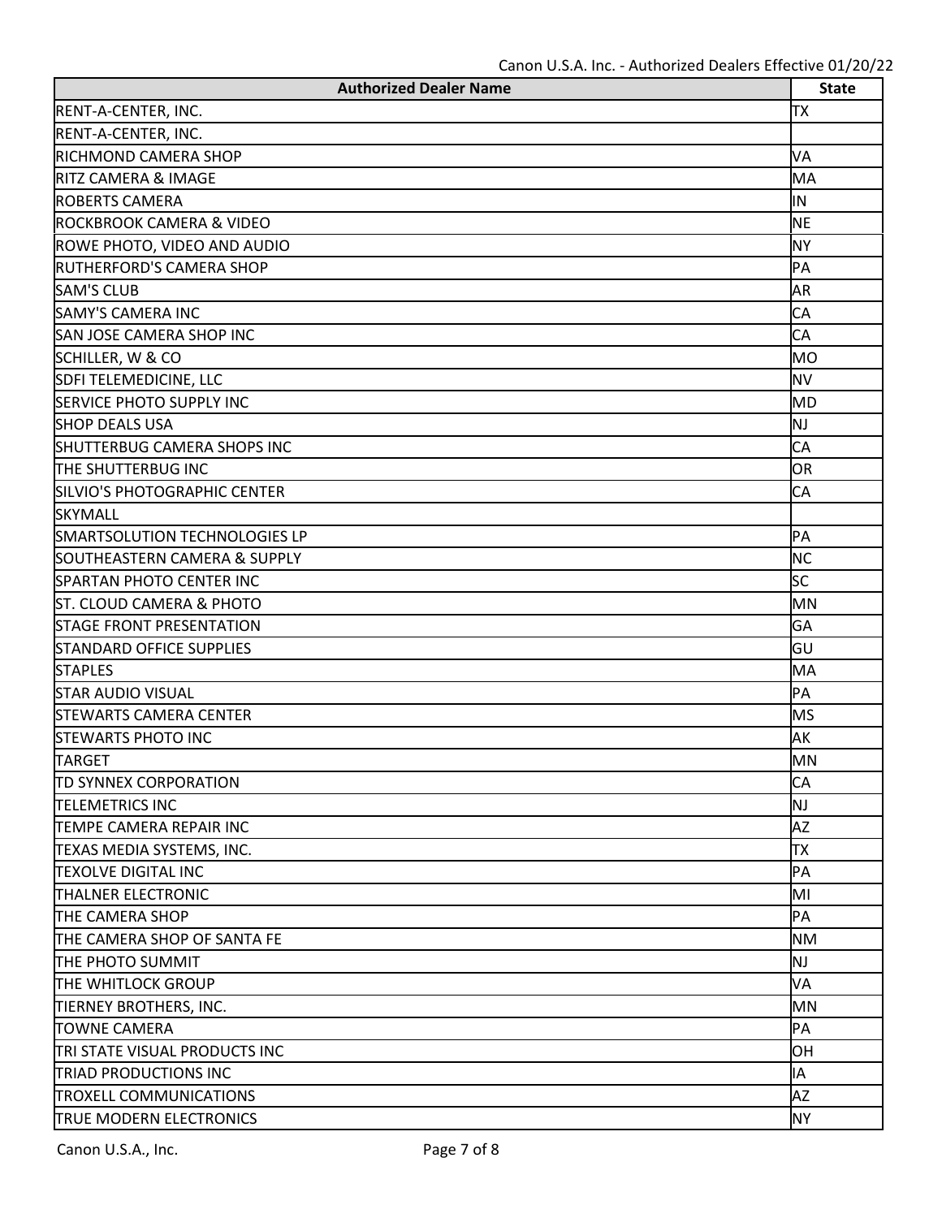| Authorized Dealer Name | State |
|---|---|
| RENT-A-CENTER, INC. | TX |
| RENT-A-CENTER, INC. | |
| RICHMOND CAMERA SHOP | VA |
| RITZ CAMERA & IMAGE | MA |
| ROBERTS CAMERA | IN |
| ROCKBROOK CAMERA & VIDEO | NE |
| ROWE PHOTO, VIDEO AND AUDIO | NY |
| RUTHERFORD'S CAMERA SHOP | PA |
| SAM'S CLUB | AR |
| SAMY'S CAMERA INC | CA |
| SAN JOSE CAMERA SHOP INC | CA |
| SCHILLER, W & CO | MO |
| SDFI TELEMEDICINE, LLC | NV |
| SERVICE PHOTO SUPPLY INC | MD |
| SHOP DEALS USA | NJ |
| SHUTTERBUG CAMERA SHOPS INC | CA |
| THE SHUTTERBUG INC | OR |
| SILVIO'S PHOTOGRAPHIC CENTER | CA |
| SKYMALL | |
| SMARTSOLUTION TECHNOLOGIES LP | PA |
| SOUTHEASTERN CAMERA & SUPPLY | NC |
| SPARTAN PHOTO CENTER INC | SC |
| ST. CLOUD CAMERA & PHOTO | MN |
| STAGE FRONT PRESENTATION | GA |
| STANDARD OFFICE SUPPLIES | GU |
| STAPLES | MA |
| STAR AUDIO VISUAL | PA |
| STEWARTS CAMERA CENTER | MS |
| STEWARTS PHOTO INC | AK |
| TARGET | MN |
| TD SYNNEX CORPORATION | CA |
| TELEMETRICS INC | NJ |
| TEMPE CAMERA REPAIR INC | AZ |
| TEXAS MEDIA SYSTEMS, INC. | TX |
| TEXOLVE DIGITAL INC | PA |
| THALNER ELECTRONIC | MI |
| THE CAMERA SHOP | PA |
| THE CAMERA SHOP OF SANTA FE | NM |
| THE PHOTO SUMMIT | NJ |
| THE WHITLOCK GROUP | VA |
| TIERNEY BROTHERS, INC. | MN |
| TOWNE CAMERA | PA |
| TRI STATE VISUAL PRODUCTS INC | OH |
| TRIAD PRODUCTIONS INC | IA |
| TROXELL COMMUNICATIONS | AZ |
| TRUE MODERN ELECTRONICS | NY |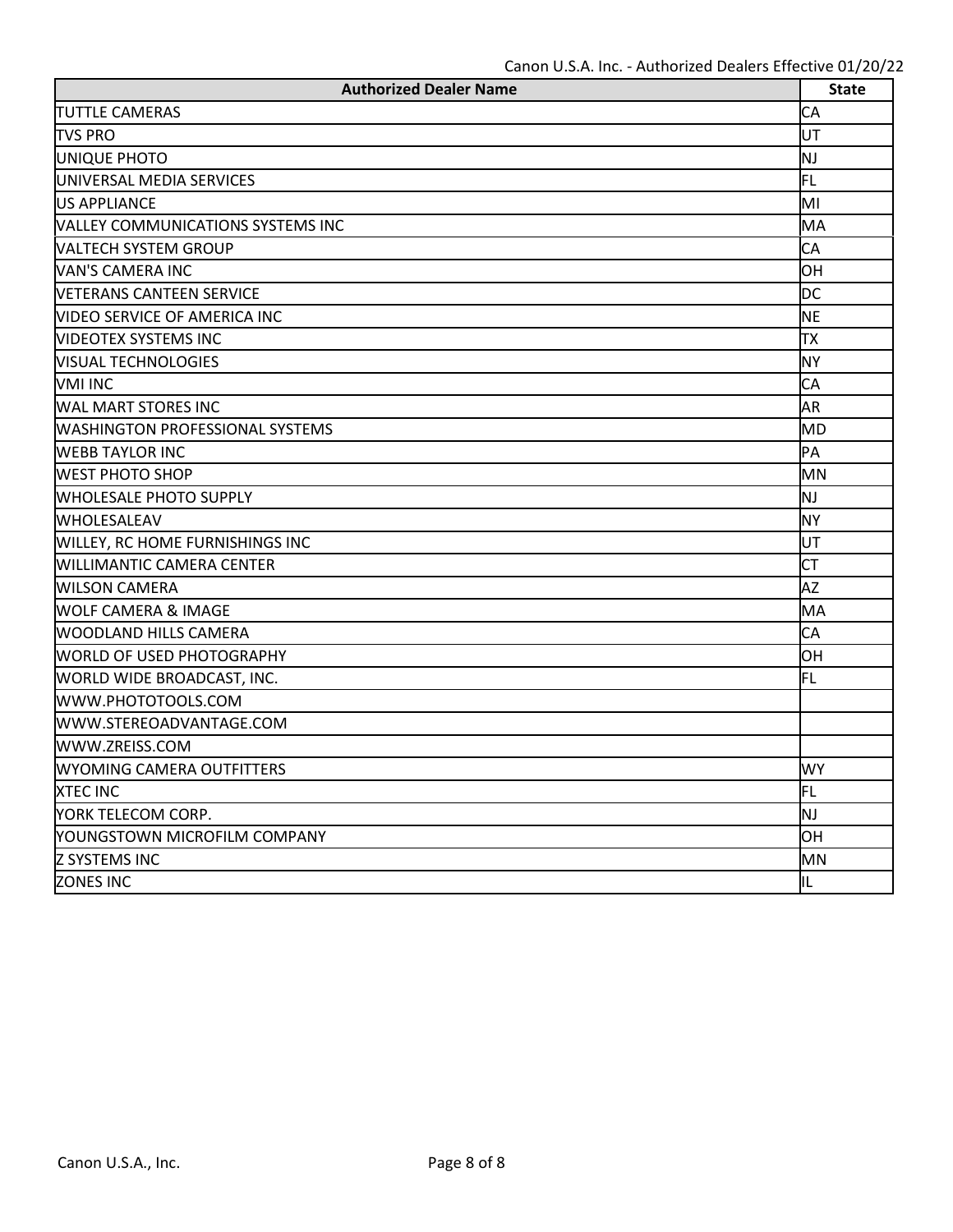| Authorized Dealer Name | State |
|---|---|
| TUTTLE CAMERAS | CA |
| TVS PRO | UT |
| UNIQUE PHOTO | NJ |
| UNIVERSAL MEDIA SERVICES | FL |
| US APPLIANCE | MI |
| VALLEY COMMUNICATIONS SYSTEMS INC | MA |
| VALTECH SYSTEM GROUP | CA |
| VAN'S CAMERA INC | OH |
| VETERANS CANTEEN SERVICE | DC |
| VIDEO SERVICE OF AMERICA INC | NE |
| VIDEOTEX SYSTEMS INC | TX |
| VISUAL TECHNOLOGIES | NY |
| VMI INC | CA |
| WAL MART STORES INC | AR |
| WASHINGTON PROFESSIONAL SYSTEMS | MD |
| WEBB TAYLOR INC | PA |
| WEST PHOTO SHOP | MN |
| WHOLESALE PHOTO SUPPLY | NJ |
| WHOLESALEAV | NY |
| WILLEY, RC HOME FURNISHINGS INC | UT |
| WILLIMANTIC CAMERA CENTER | CT |
| WILSON CAMERA | AZ |
| WOLF CAMERA & IMAGE | MA |
| WOODLAND HILLS CAMERA | CA |
| WORLD OF USED PHOTOGRAPHY | OH |
| WORLD WIDE BROADCAST, INC. | FL |
| WWW.PHOTOTOOLS.COM | |
| WWW.STEREOADVANTAGE.COM | |
| WWW.ZREISS.COM | |
| WYOMING CAMERA OUTFITTERS | WY |
| XTEC INC | FL |
| YORK TELECOM CORP. | NJ |
| YOUNGSTOWN MICROFILM COMPANY | OH |
| Z SYSTEMS INC | MN |
| ZONES INC | IL |